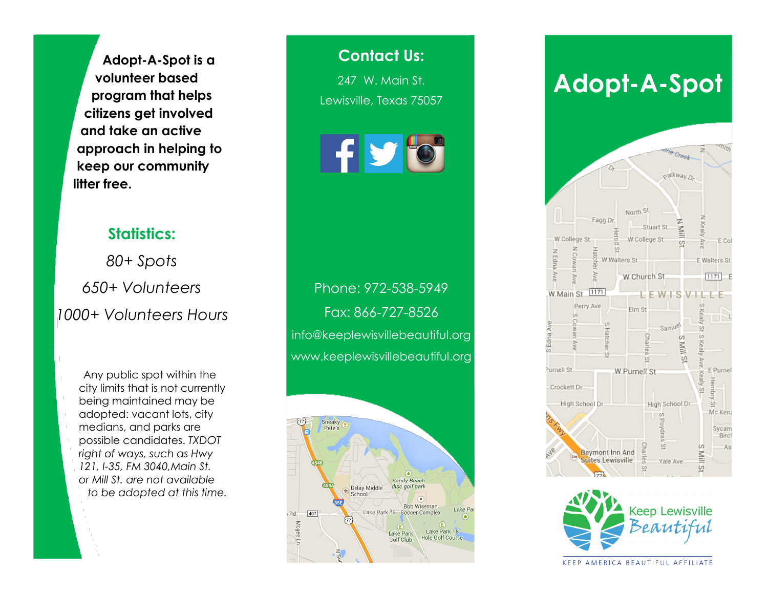**Adopt-A-Spot is a volunteer based program that helps citizens get involved and take an active approach in helping to keep our community litter free.**

## Statistics:

*80+ Spots*

*650+ Volunteers*

*1000+ Volunteers Hours*

Any public spot within the city limits that is not currently being maintained may be adopted: vacant lots, city medians, and parks are possible candidates. *TXDOT right of ways, such as Hwy 121, I-35, FM 3040,Main St. or Mill St. are not available to be adopted at this time.*

## Contact Us:

247 W. Main St.

Lewisville, Texas 75057

Phone: 972-538-5949

Fax: 866-727-8526

info@keeplewisvillebeautiful.org

www.keeplewisvillebeautiful.org

# Adopt-A-Spot

Keep Lewisville Beautiful

KEEP AMERICA BEAUTIFUL AFFILIATE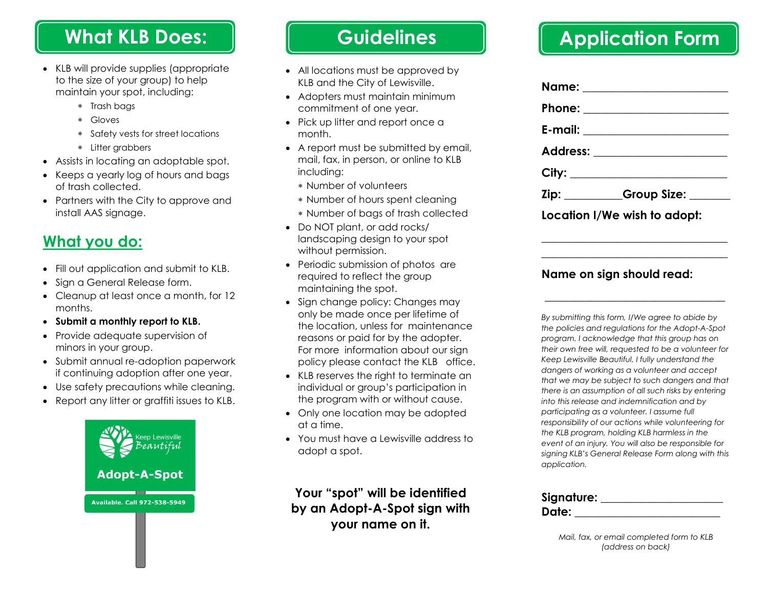## What KLB Does:

- KLB will provide supplies (appropriate to the size of your group) to help maintain your spot, including:
  - Trash bags
  - Gloves
  - Safety vests for street locations
  - Litter grabbers
- Assists in locating an adoptable spot.
- Keeps a yearly log of hours and bags of trash collected.
- Partners with the City to approve and install AAS signage.

## What you do:

- Fill out application and submit to KLB.
- Sign a General Release form.
- Cleanup at least once a month, for 12 months.
- **Submit a monthly report to KLB.**
- Provide adequate supervision of minors in your group.
- Submit annual re-adoption paperwork if continuing adoption after one year.
- Use safety precautions while cleaning.
- Report any litter or graffiti issues to KLB.

Keep Lewisville Beautiful

Adopt-A-Spot

Available. Call 972-538-5949

## Guidelines

- All locations must be approved by KLB and the City of Lewisville.
- Adopters must maintain minimum commitment of one year.
- Pick up litter and report once a month.
- A report must be submitted by email, mail, fax, in person, or online to KLB including:
  - Number of volunteers
  - Number of hours spent cleaning
  - Number of bags of trash collected
- Do NOT plant, or add rocks/ landscaping design to your spot without permission.
- Periodic submission of photos are required to reflect the group maintaining the spot.
- Sign change policy: Changes may only be made once per lifetime of the location, unless for maintenance reasons or paid for by the adopter. For more information about our sign policy please contact the KLB office.
- KLB reserves the right to terminate an individual or group's participation in the program with or without cause.
- Only one location may be adopted at a time.
- You must have a Lewisville address to adopt a spot.

**Your "spot" will be identified by an Adopt-A-Spot sign with your name on it.**

## Application Form

**Name:** ________________________

**Phone:** ________________________

**E-mail:** ________________________

**Address:** ______________________

**City:** __________________________

**Zip:** _________**Group Size:** _______

**Location I/We wish to adopt:**

________________________________

________________________________

**Name on sign should read:**

________________________________

*By submitting this form, I/We agree to abide by the policies and regulations for the Adopt-A-Spot program. I acknowledge that this group has on their own free will, requested to be a volunteer for Keep Lewisville Beautiful. I fully understand the dangers of working as a volunteer and accept that we may be subject to such dangers and that there is an assumption of all such risks by entering into this release and indemnification and by participating as a volunteer. I assume full responsibility of our actions while volunteering for the KLB program, holding KLB harmless in the event of an injury. You will also be responsible for signing KLB's General Release Form along with this application.*

**Signature:** ____________________

**Date:** ________________________

*Mail, fax, or email completed form to KLB (address on back)*